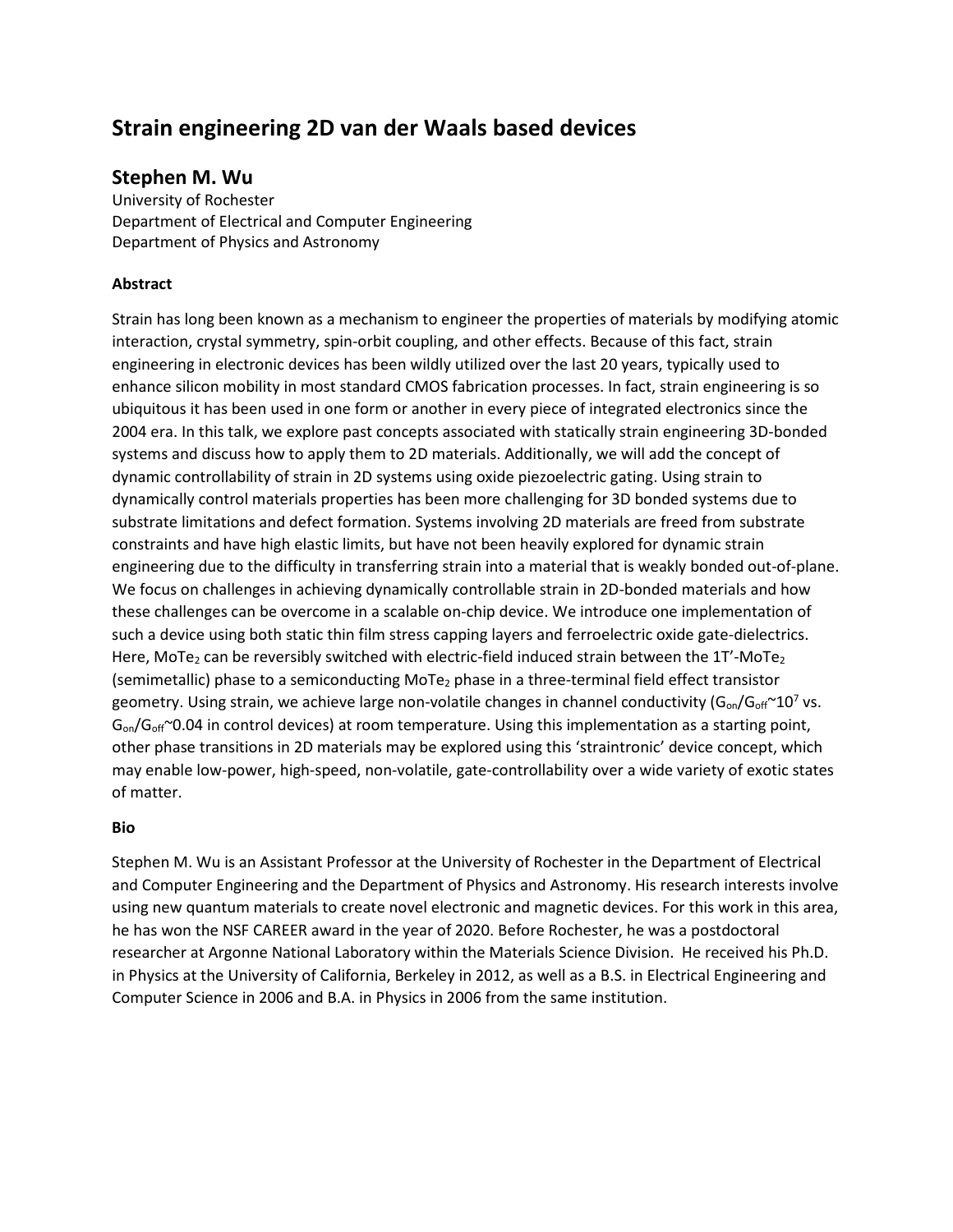# Strain engineering 2D van der Waals based devices

## Stephen M. Wu

University of Rochester
Department of Electrical and Computer Engineering
Department of Physics and Astronomy

**Abstract**

Strain has long been known as a mechanism to engineer the properties of materials by modifying atomic interaction, crystal symmetry, spin-orbit coupling, and other effects. Because of this fact, strain engineering in electronic devices has been wildly utilized over the last 20 years, typically used to enhance silicon mobility in most standard CMOS fabrication processes. In fact, strain engineering is so ubiquitous it has been used in one form or another in every piece of integrated electronics since the 2004 era. In this talk, we explore past concepts associated with statically strain engineering 3D-bonded systems and discuss how to apply them to 2D materials. Additionally, we will add the concept of dynamic controllability of strain in 2D systems using oxide piezoelectric gating. Using strain to dynamically control materials properties has been more challenging for 3D bonded systems due to substrate limitations and defect formation. Systems involving 2D materials are freed from substrate constraints and have high elastic limits, but have not been heavily explored for dynamic strain engineering due to the difficulty in transferring strain into a material that is weakly bonded out-of-plane. We focus on challenges in achieving dynamically controllable strain in 2D-bonded materials and how these challenges can be overcome in a scalable on-chip device. We introduce one implementation of such a device using both static thin film stress capping layers and ferroelectric oxide gate-dielectrics. Here, $MoTe_2$ can be reversibly switched with electric-field induced strain between the 1T'-$MoTe_2$ (semimetallic) phase to a semiconducting $MoTe_2$ phase in a three-terminal field effect transistor geometry. Using strain, we achieve large non-volatile changes in channel conductivity ($G_{on}/G_{off}$~$10^7$ vs. $G_{on}/G_{off}$~0.04 in control devices) at room temperature. Using this implementation as a starting point, other phase transitions in 2D materials may be explored using this 'straintronic' device concept, which may enable low-power, high-speed, non-volatile, gate-controllability over a wide variety of exotic states of matter.

**Bio**

Stephen M. Wu is an Assistant Professor at the University of Rochester in the Department of Electrical and Computer Engineering and the Department of Physics and Astronomy. His research interests involve using new quantum materials to create novel electronic and magnetic devices. For this work in this area, he has won the NSF CAREER award in the year of 2020. Before Rochester, he was a postdoctoral researcher at Argonne National Laboratory within the Materials Science Division. He received his Ph.D. in Physics at the University of California, Berkeley in 2012, as well as a B.S. in Electrical Engineering and Computer Science in 2006 and B.A. in Physics in 2006 from the same institution.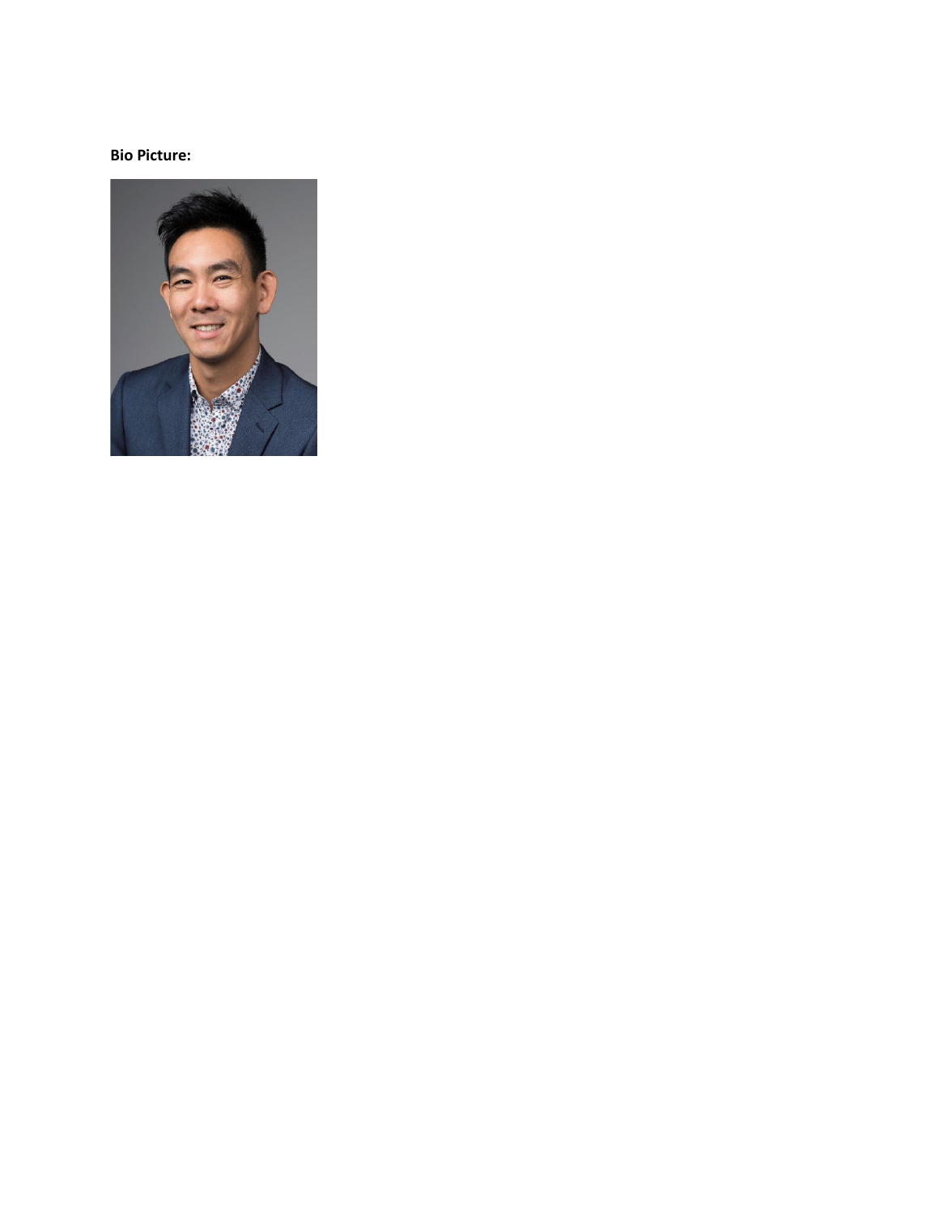**Bio Picture:**